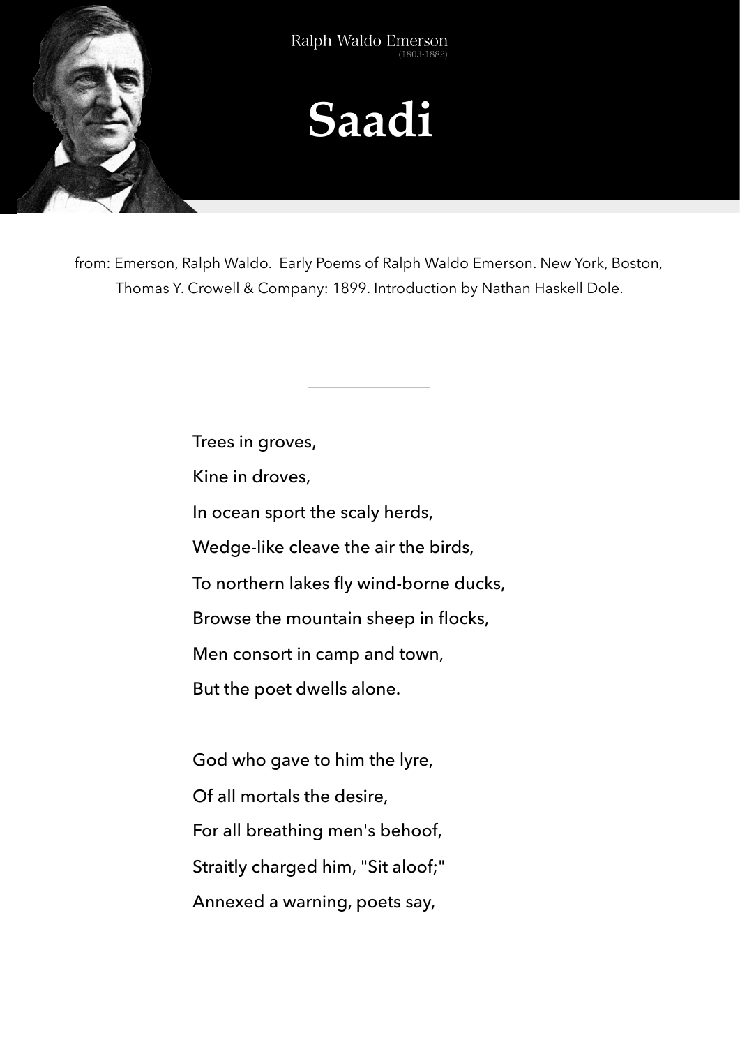Ralph Waldo Emerson
(1803-1882)

# Saadi

from: Emerson, Ralph Waldo. Early Poems of Ralph Waldo Emerson. New York, Boston, Thomas Y. Crowell & Company: 1899. Introduction by Nathan Haskell Dole.

---

Trees in groves,
Kine in droves,
In ocean sport the scaly herds,
Wedge-like cleave the air the birds,
To northern lakes fly wind-borne ducks,
Browse the mountain sheep in flocks,
Men consort in camp and town,
But the poet dwells alone.

God who gave to him the lyre,
Of all mortals the desire,
For all breathing men's behoof,
Straitly charged him, "Sit aloof;"
Annexed a warning, poets say,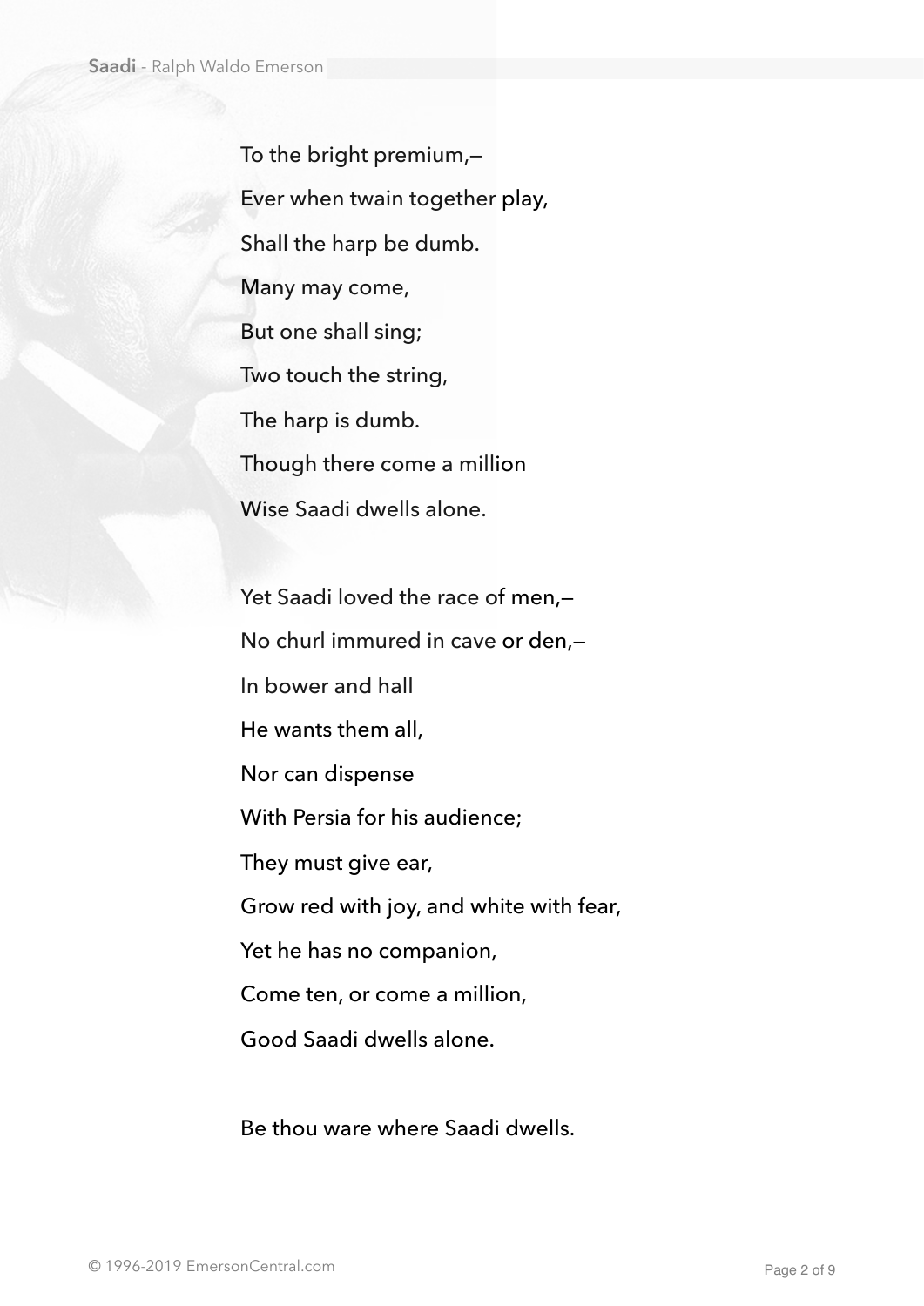To the bright premium,—

Ever when twain together play,

Shall the harp be dumb.

Many may come,

But one shall sing;

Two touch the string,

The harp is dumb.

Though there come a million

Wise Saadi dwells alone.

Yet Saadi loved the race of men,—

No churl immured in cave or den,—

In bower and hall

He wants them all,

Nor can dispense

With Persia for his audience;

They must give ear,

Grow red with joy, and white with fear,

Yet he has no companion,

Come ten, or come a million,

Good Saadi dwells alone.

Be thou ware where Saadi dwells.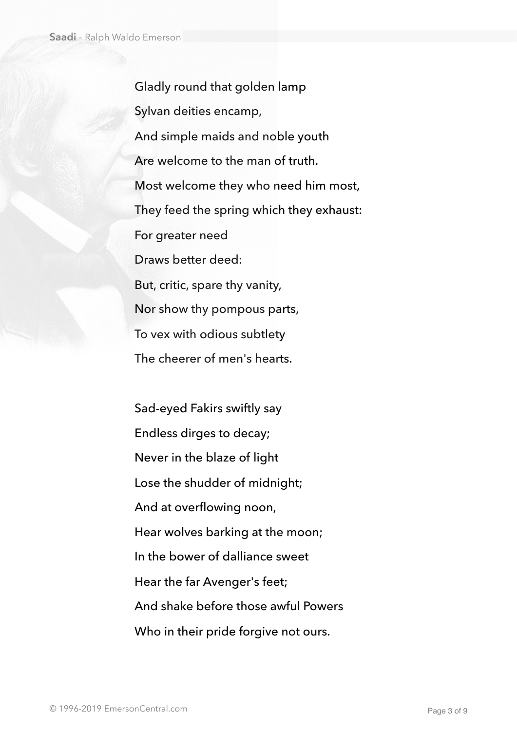Gladly round that golden lamp
Sylvan deities encamp,
And simple maids and noble youth
Are welcome to the man of truth.
Most welcome they who need him most,
They feed the spring which they exhaust:
For greater need
Draws better deed:
But, critic, spare thy vanity,
Nor show thy pompous parts,
To vex with odious subtlety
The cheerer of men's hearts.

Sad-eyed Fakirs swiftly say
Endless dirges to decay;
Never in the blaze of light
Lose the shudder of midnight;
And at overflowing noon,
Hear wolves barking at the moon;
In the bower of dalliance sweet
Hear the far Avenger's feet;
And shake before those awful Powers
Who in their pride forgive not ours.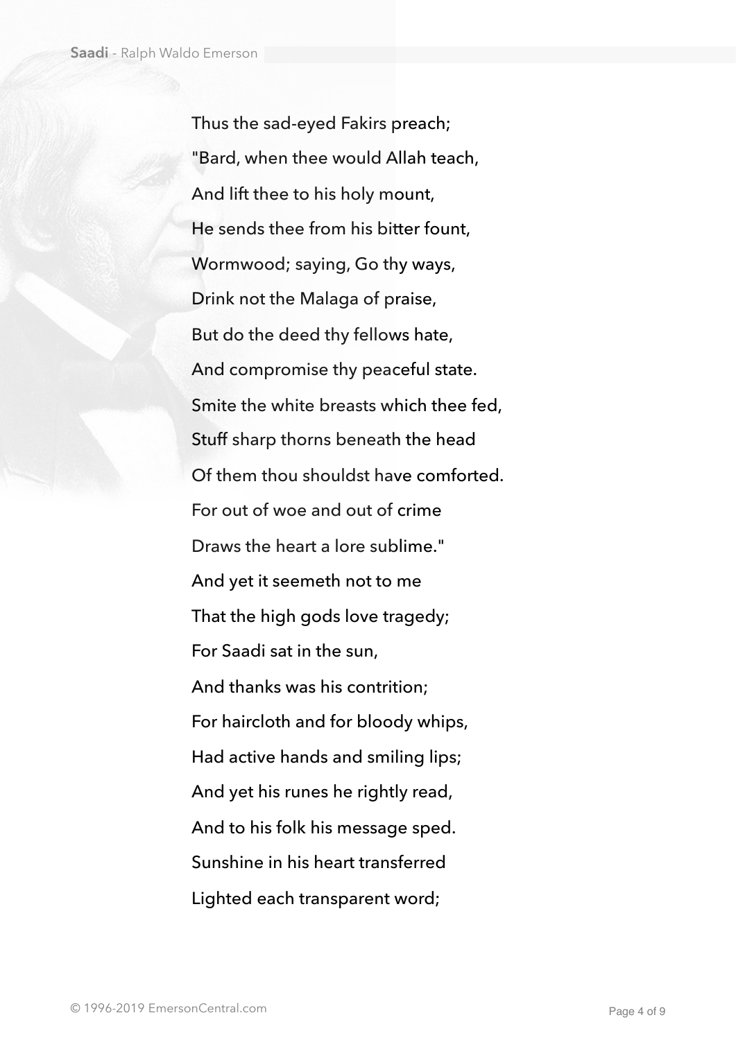Thus the sad-eyed Fakirs preach;

"Bard, when thee would Allah teach,

And lift thee to his holy mount,

He sends thee from his bitter fount,

Wormwood; saying, Go thy ways,

Drink not the Malaga of praise,

But do the deed thy fellows hate,

And compromise thy peaceful state.

Smite the white breasts which thee fed,

Stuff sharp thorns beneath the head

Of them thou shouldst have comforted.

For out of woe and out of crime

Draws the heart a lore sublime."

And yet it seemeth not to me

That the high gods love tragedy;

For Saadi sat in the sun,

And thanks was his contrition;

For haircloth and for bloody whips,

Had active hands and smiling lips;

And yet his runes he rightly read,

And to his folk his message sped.

Sunshine in his heart transferred

Lighted each transparent word;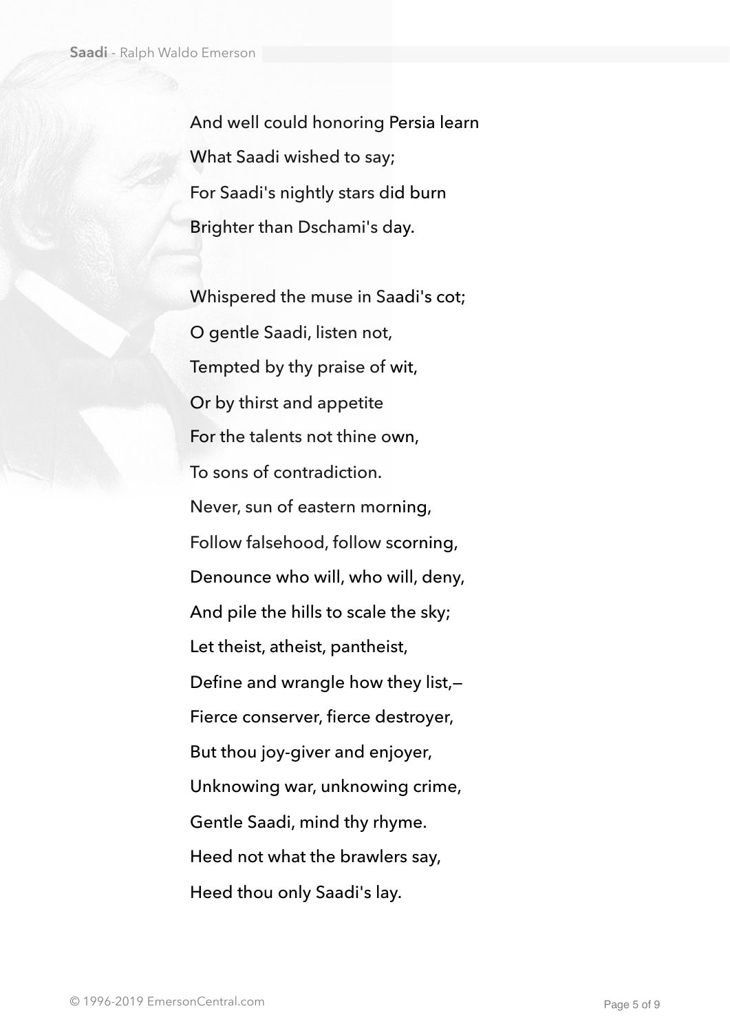And well could honoring Persia learn
What Saadi wished to say;
For Saadi's nightly stars did burn
Brighter than Dschami's day.

Whispered the muse in Saadi's cot;
O gentle Saadi, listen not,
Tempted by thy praise of wit,
Or by thirst and appetite
For the talents not thine own,
To sons of contradiction.
Never, sun of eastern morning,
Follow falsehood, follow scorning,
Denounce who will, who will, deny,
And pile the hills to scale the sky;
Let theist, atheist, pantheist,
Define and wrangle how they list,—
Fierce conserver, fierce destroyer,
But thou joy-giver and enjoyer,
Unknowing war, unknowing crime,
Gentle Saadi, mind thy rhyme.
Heed not what the brawlers say,
Heed thou only Saadi's lay.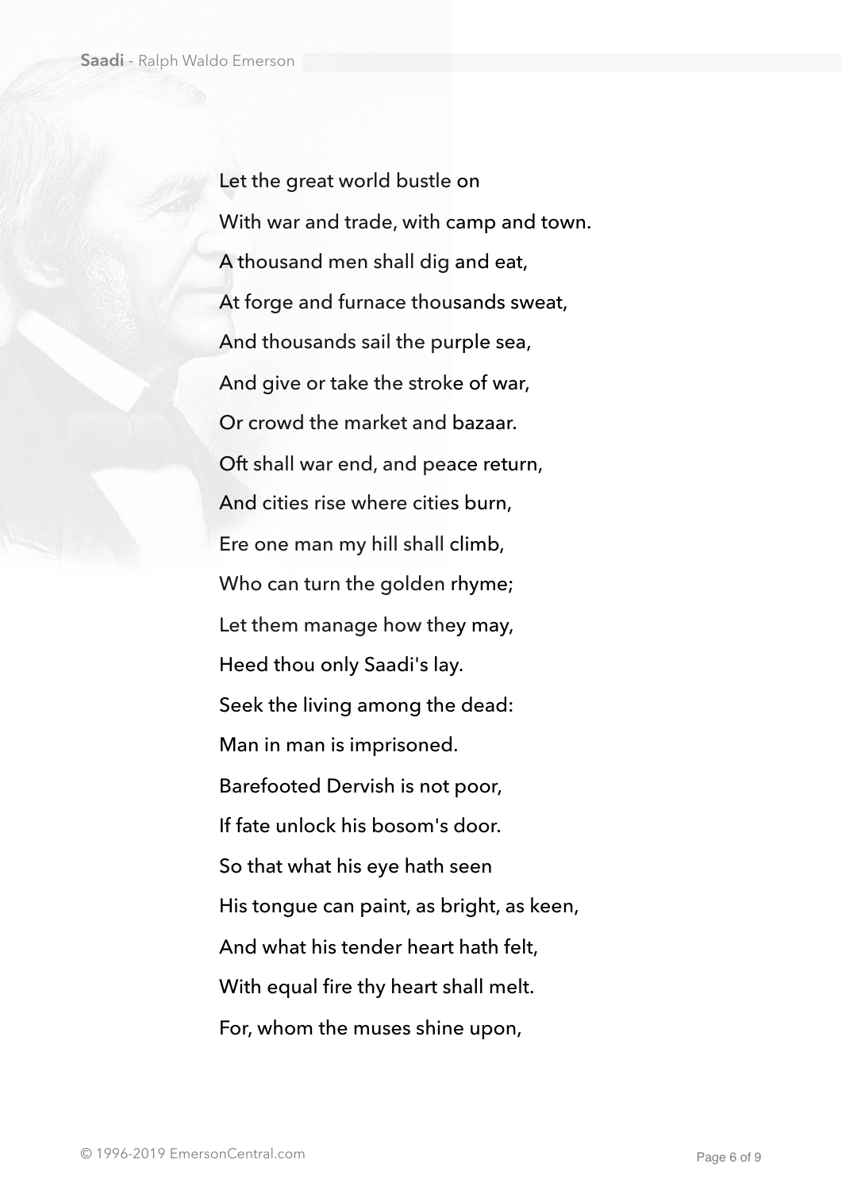Let the great world bustle on  
With war and trade, with camp and town.  
A thousand men shall dig and eat,  
At forge and furnace thousands sweat,  
And thousands sail the purple sea,  
And give or take the stroke of war,  
Or crowd the market and bazaar.  
Oft shall war end, and peace return,  
And cities rise where cities burn,  
Ere one man my hill shall climb,  
Who can turn the golden rhyme;  
Let them manage how they may,  
Heed thou only Saadi's lay.  
Seek the living among the dead:  
Man in man is imprisoned.  
Barefooted Dervish is not poor,  
If fate unlock his bosom's door.  
So that what his eye hath seen  
His tongue can paint, as bright, as keen,  
And what his tender heart hath felt,  
With equal fire thy heart shall melt.  
For, whom the muses shine upon,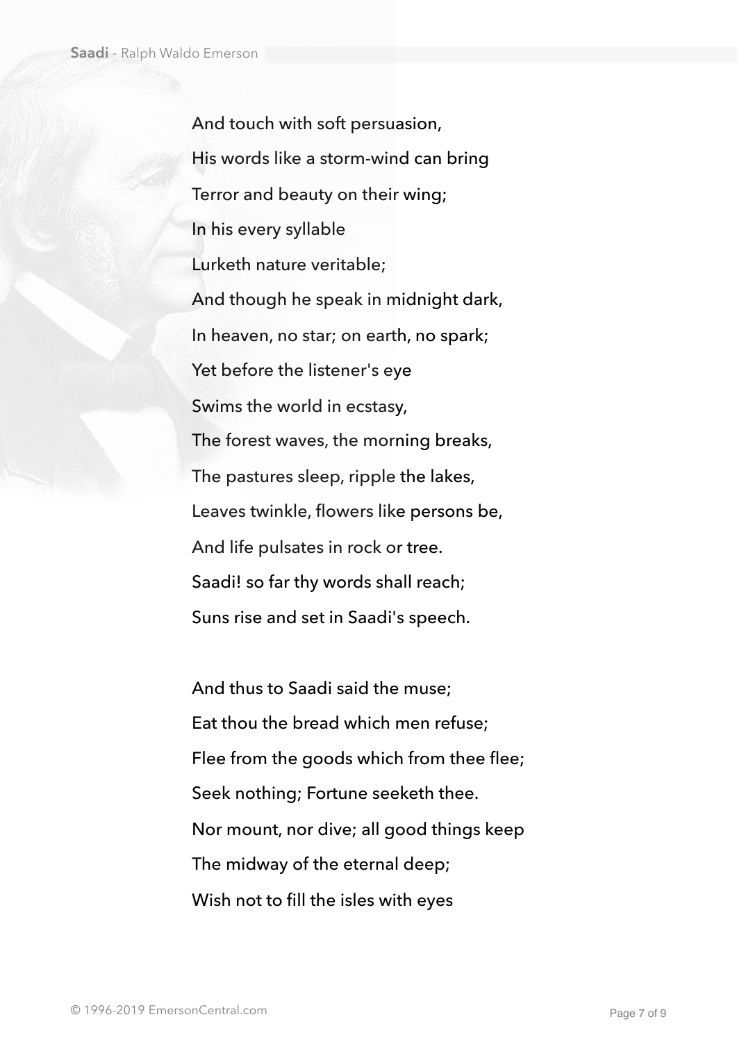And touch with soft persuasion,  
His words like a storm-wind can bring  
Terror and beauty on their wing;  
In his every syllable  
Lurketh nature veritable;  
And though he speak in midnight dark,  
In heaven, no star; on earth, no spark;  
Yet before the listener's eye  
Swims the world in ecstasy,  
The forest waves, the morning breaks,  
The pastures sleep, ripple the lakes,  
Leaves twinkle, flowers like persons be,  
And life pulsates in rock or tree.  
Saadi! so far thy words shall reach;  
Suns rise and set in Saadi's speech.

And thus to Saadi said the muse;  
Eat thou the bread which men refuse;  
Flee from the goods which from thee flee;  
Seek nothing; Fortune seeketh thee.  
Nor mount, nor dive; all good things keep  
The midway of the eternal deep;  
Wish not to fill the isles with eyes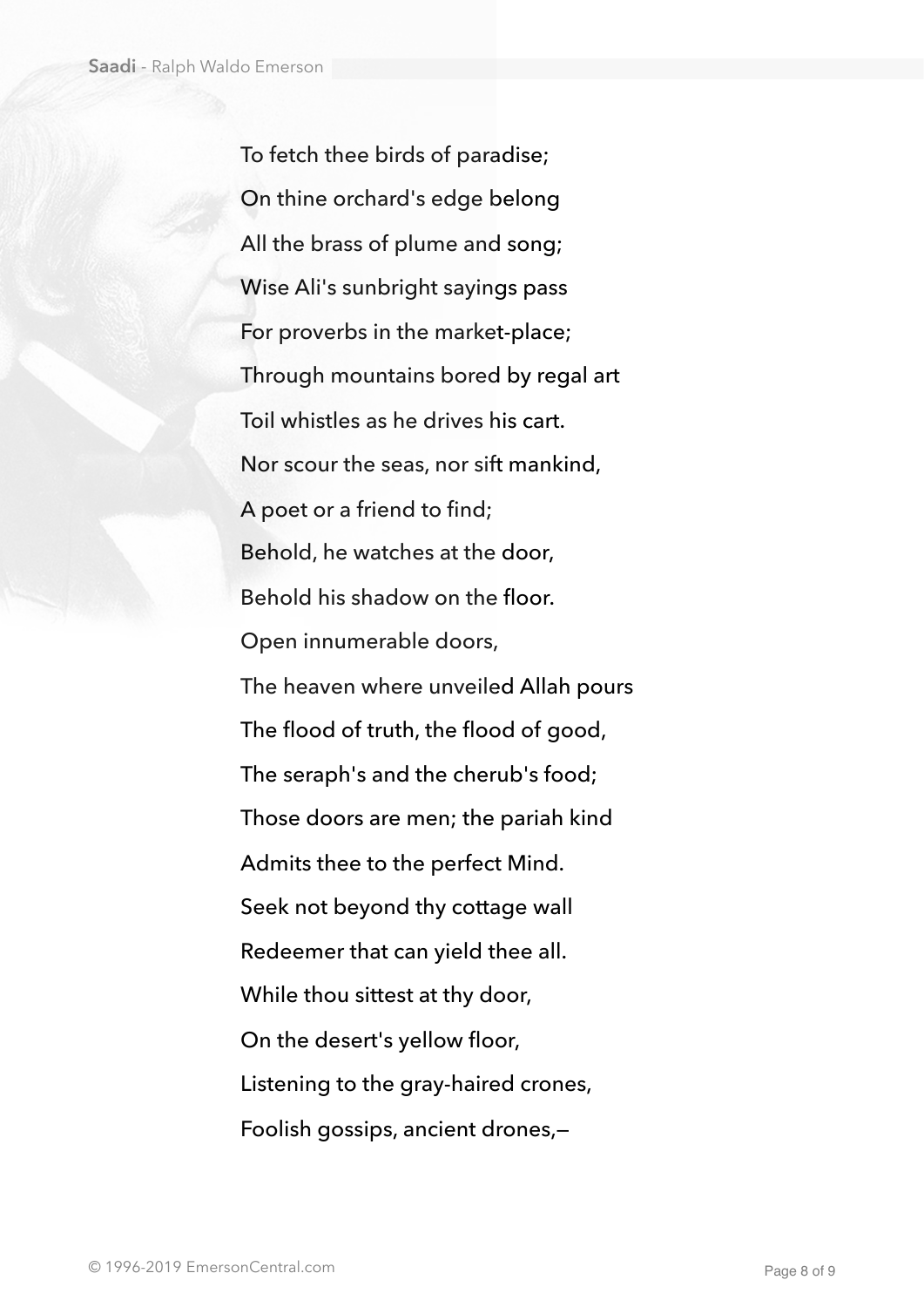To fetch thee birds of paradise;

On thine orchard's edge belong

All the brass of plume and song;

Wise Ali's sunbright sayings pass

For proverbs in the market-place;

Through mountains bored by regal art

Toil whistles as he drives his cart.

Nor scour the seas, nor sift mankind,

A poet or a friend to find;

Behold, he watches at the door,

Behold his shadow on the floor.

Open innumerable doors,

The heaven where unveiled Allah pours

The flood of truth, the flood of good,

The seraph's and the cherub's food;

Those doors are men; the pariah kind

Admits thee to the perfect Mind.

Seek not beyond thy cottage wall

Redeemer that can yield thee all.

While thou sittest at thy door,

On the desert's yellow floor,

Listening to the gray-haired crones,

Foolish gossips, ancient drones,—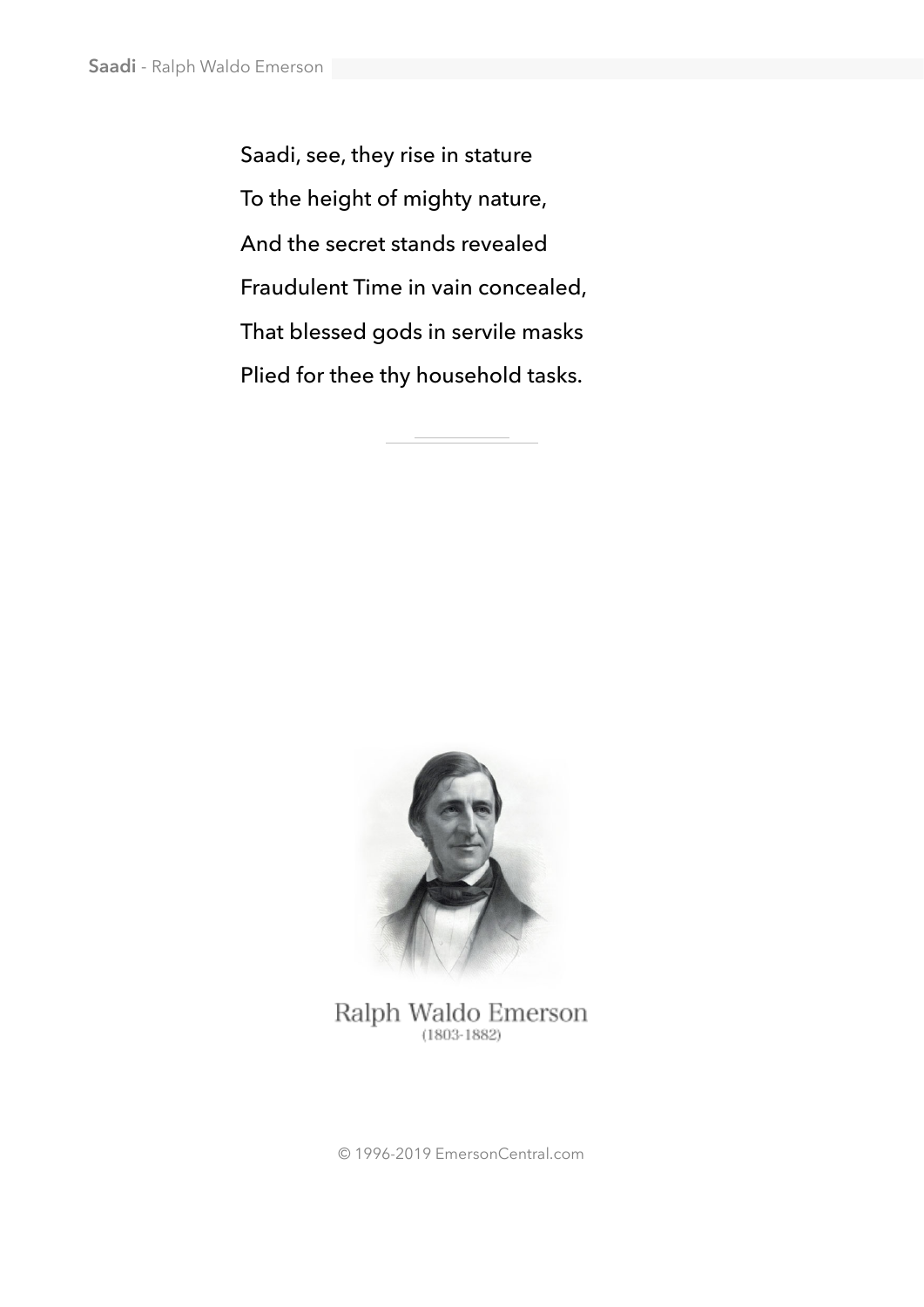Saadi, see, they rise in stature
To the height of mighty nature,
And the secret stands revealed
Fraudulent Time in vain concealed,
That blessed gods in servile masks
Plied for thee thy household tasks.

---

Ralph Waldo Emerson
(1803-1882)

© 1996-2019 EmersonCentral.com